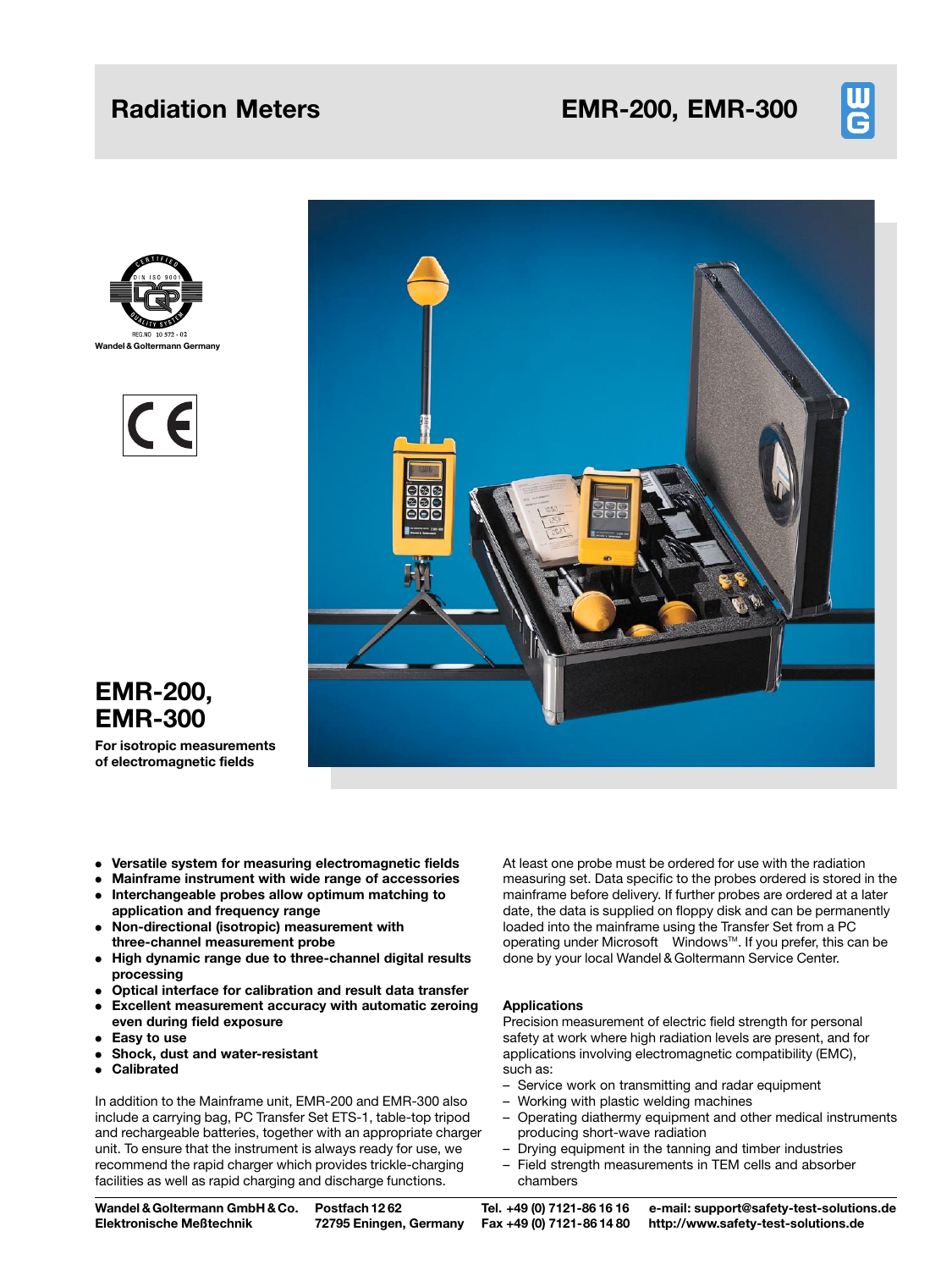# Radiation Meters

# EMR-200, EMR-300

REG.NO 10 572 - 02
Wandel & Goltermann Germany

## EMR-200, EMR-300

**For isotropic measurements of electromagnetic fields**

- **Versatile system for measuring electromagnetic fields**
- **Mainframe instrument with wide range of accessories**
- **Interchangeable probes allow optimum matching to application and frequency range**
- **Non-directional (isotropic) measurement with three-channel measurement probe**
- **High dynamic range due to three-channel digital results processing**
- **Optical interface for calibration and result data transfer**
- **Excellent measurement accuracy with automatic zeroing even during field exposure**
- **Easy to use**
- **Shock, dust and water-resistant**
- **Calibrated**

In addition to the Mainframe unit, EMR-200 and EMR-300 also include a carrying bag, PC Transfer Set ETS-1, table-top tripod and rechargeable batteries, together with an appropriate charger unit. To ensure that the instrument is always ready for use, we recommend the rapid charger which provides trickle-charging facilities as well as rapid charging and discharge functions.

At least one probe must be ordered for use with the radiation measuring set. Data specific to the probes ordered is stored in the mainframe before delivery. If further probes are ordered at a later date, the data is supplied on floppy disk and can be permanently loaded into the mainframe using the Transfer Set from a PC operating under Microsoft Windows™. If you prefer, this can be done by your local Wandel & Goltermann Service Center.

**Applications**

Precision measurement of electric field strength for personal safety at work where high radiation levels are present, and for applications involving electromagnetic compatibility (EMC), such as:

- Service work on transmitting and radar equipment
- Working with plastic welding machines
- Operating diathermy equipment and other medical instruments producing short-wave radiation
- Drying equipment in the tanning and timber industries
- Field strength measurements in TEM cells and absorber chambers

**Wandel & Goltermann GmbH & Co. Elektronische Meßtechnik** | **Postfach 12 62, 72795 Eningen, Germany** | **Tel. +49 (0) 7121-86 16 16, Fax +49 (0) 7121-86 14 80** | **e-mail: support@safety-test-solutions.de, http://www.safety-test-solutions.de**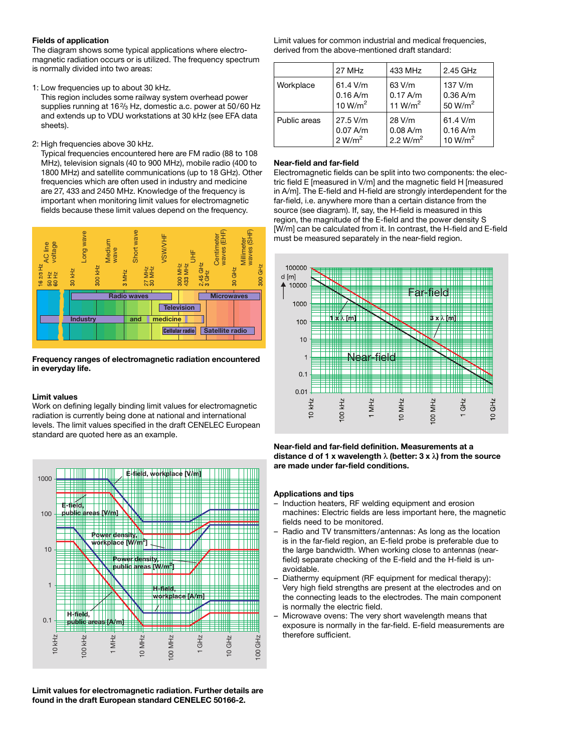### Fields of application

The diagram shows some typical applications where electromagnetic radiation occurs or is utilized. The frequency spectrum is normally divided into two areas:

1: Low frequencies up to about 30 kHz.
This region includes some railway system overhead power supplies running at 16⅔ Hz, domestic a.c. power at 50/60 Hz and extends up to VDU workstations at 30 kHz (see EFA data sheets).

2: High frequencies above 30 kHz.
Typical frequencies encountered here are FM radio (88 to 108 MHz), television signals (40 to 900 MHz), mobile radio (400 to 1800 MHz) and satellite communications (up to 18 GHz). Other frequencies which are often used in industry and medicine are 27, 433 and 2450 MHz. Knowledge of the frequency is important when monitoring limit values for electromagnetic fields because these limit values depend on the frequency.

**Frequency ranges of electromagnetic radiation encountered in everyday life.**

### Limit values

Work on defining legally binding limit values for electromagnetic radiation is currently being done at national and international levels. The limit values specified in the draft CENELEC European standard are quoted here as an example.

**Limit values for electromagnetic radiation. Further details are found in the draft European standard CENELEC 50166-2.**

Limit values for common industrial and medical frequencies, derived from the above-mentioned draft standard:

| | 27 MHz | 433 MHz | 2.45 GHz |
|---|---|---|---|
| Workplace | 61.4 V/m<br>0.16 A/m<br>10 W/m² | 63 V/m<br>0.17 A/m<br>11 W/m² | 137 V/m<br>0.36 A/m<br>50 W/m² |
| Public areas | 27.5 V/m<br>0.07 A/m<br>2 W/m² | 28 V/m<br>0.08 A/m<br>2.2 W/m² | 61.4 V/m<br>0.16 A/m<br>10 W/m² |

### Near-field and far-field

Electromagnetic fields can be split into two components: the electric field E [measured in V/m] and the magnetic field H [measured in A/m]. The E-field and H-field are strongly interdependent for the far-field, i.e. anywhere more than a certain distance from the source (see diagram). If, say, the H-field is measured in this region, the magnitude of the E-field and the power density S [W/m] can be calculated from it. In contrast, the H-field and E-field must be measured separately in the near-field region.

**Near-field and far-field definition. Measurements at a distance d of 1 x wavelength λ (better: 3 x λ) from the source are made under far-field conditions.**

### Applications and tips

- Induction heaters, RF welding equipment and erosion machines: Electric fields are less important here, the magnetic fields need to be monitored.
- Radio and TV transmitters/antennas: As long as the location is in the far-field region, an E-field probe is preferable due to the large bandwidth. When working close to antennas (near-field) separate checking of the E-field and the H-field is unavoidable.
- Diathermy equipment (RF equipment for medical therapy): Very high field strengths are present at the electrodes and on the connecting leads to the electrodes. The main component is normally the electric field.
- Microwave ovens: The very short wavelength means that exposure is normally in the far-field. E-field measurements are therefore sufficient.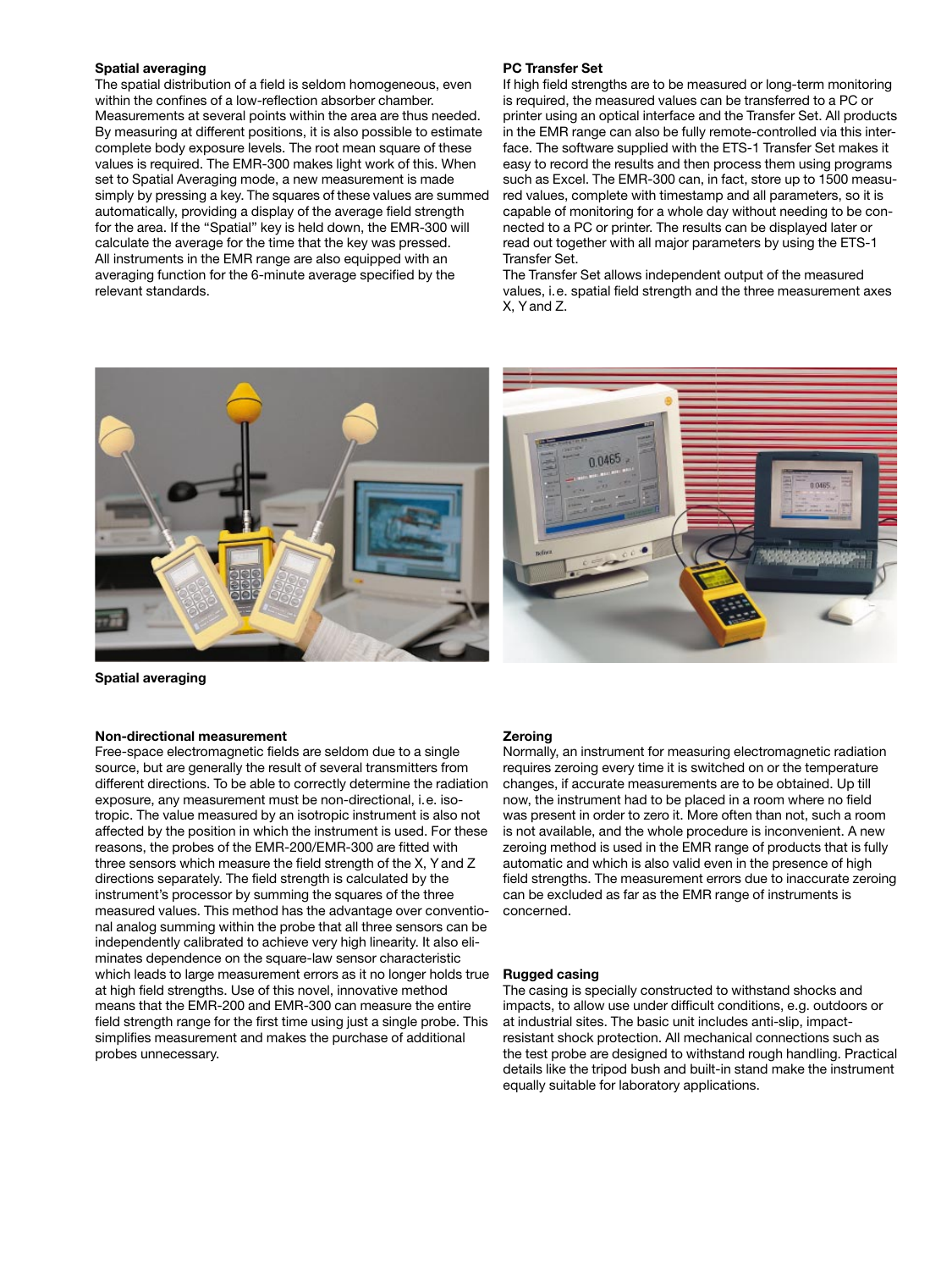### Spatial averaging

The spatial distribution of a field is seldom homogeneous, even within the confines of a low-reflection absorber chamber. Measurements at several points within the area are thus needed. By measuring at different positions, it is also possible to estimate complete body exposure levels. The root mean square of these values is required. The EMR-300 makes light work of this. When set to Spatial Averaging mode, a new measurement is made simply by pressing a key. The squares of these values are summed automatically, providing a display of the average field strength for the area. If the "Spatial" key is held down, the EMR-300 will calculate the average for the time that the key was pressed. All instruments in the EMR range are also equipped with an averaging function for the 6-minute average specified by the relevant standards.

### PC Transfer Set

If high field strengths are to be measured or long-term monitoring is required, the measured values can be transferred to a PC or printer using an optical interface and the Transfer Set. All products in the EMR range can also be fully remote-controlled via this interface. The software supplied with the ETS-1 Transfer Set makes it easy to record the results and then process them using programs such as Excel. The EMR-300 can, in fact, store up to 1500 measured values, complete with timestamp and all parameters, so it is capable of monitoring for a whole day without needing to be connected to a PC or printer. The results can be displayed later or read out together with all major parameters by using the ETS-1 Transfer Set.

The Transfer Set allows independent output of the measured values, i.e. spatial field strength and the three measurement axes X, Y and Z.

**Spatial averaging**

### Non-directional measurement

Free-space electromagnetic fields are seldom due to a single source, but are generally the result of several transmitters from different directions. To be able to correctly determine the radiation exposure, any measurement must be non-directional, i.e. isotropic. The value measured by an isotropic instrument is also not affected by the position in which the instrument is used. For these reasons, the probes of the EMR-200/EMR-300 are fitted with three sensors which measure the field strength of the X, Y and Z directions separately. The field strength is calculated by the instrument's processor by summing the squares of the three measured values. This method has the advantage over conventional analog summing within the probe that all three sensors can be independently calibrated to achieve very high linearity. It also eliminates dependence on the square-law sensor characteristic which leads to large measurement errors as it no longer holds true at high field strengths. Use of this novel, innovative method means that the EMR-200 and EMR-300 can measure the entire field strength range for the first time using just a single probe. This simplifies measurement and makes the purchase of additional probes unnecessary.

### Zeroing

Normally, an instrument for measuring electromagnetic radiation requires zeroing every time it is switched on or the temperature changes, if accurate measurements are to be obtained. Up till now, the instrument had to be placed in a room where no field was present in order to zero it. More often than not, such a room is not available, and the whole procedure is inconvenient. A new zeroing method is used in the EMR range of products that is fully automatic and which is also valid even in the presence of high field strengths. The measurement errors due to inaccurate zeroing can be excluded as far as the EMR range of instruments is concerned.

### Rugged casing

The casing is specially constructed to withstand shocks and impacts, to allow use under difficult conditions, e.g. outdoors or at industrial sites. The basic unit includes anti-slip, impact-resistant shock protection. All mechanical connections such as the test probe are designed to withstand rough handling. Practical details like the tripod bush and built-in stand make the instrument equally suitable for laboratory applications.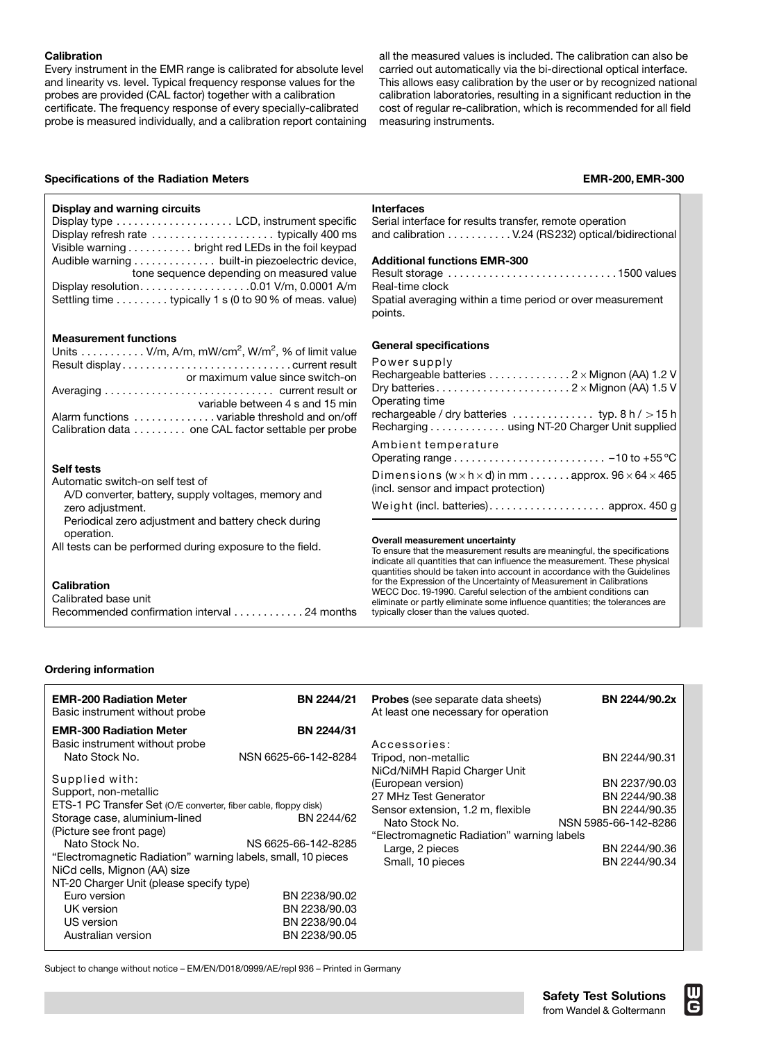### Calibration

Every instrument in the EMR range is calibrated for absolute level and linearity vs. level. Typical frequency response values for the probes are provided (CAL factor) together with a calibration certificate. The frequency response of every specially-calibrated probe is measured individually, and a calibration report containing all the measured values is included. The calibration can also be carried out automatically via the bi-directional optical interface. This allows easy calibration by the user or by recognized national calibration laboratories, resulting in a significant reduction in the cost of regular re-calibration, which is recommended for all field measuring instruments.

## Specifications of the Radiation Meters — EMR-200, EMR-300

### Display and warning circuits

Display type . . . . . . . . . . . . . . . . . . . . LCD, instrument specific
Display refresh rate . . . . . . . . . . . . . . . . . . . . typically 400 ms
Visible warning . . . . . . . . . . bright red LEDs in the foil keypad
Audible warning . . . . . . . . . . . . . . built-in piezoelectric device, tone sequence depending on measured value
Display resolution. . . . . . . . . . . . . . . . . . .0.01 V/m, 0.0001 A/m
Settling time . . . . . . . . . typically 1 s (0 to 90 % of meas. value)

### Measurement functions

Units . . . . . . . . . . . V/m, A/m, mW/cm$^2$, W/m$^2$, % of limit value
Result display . . . . . . . . . . . . . . . . . . . . . . . . . . . . current result or maximum value since switch-on
Averaging . . . . . . . . . . . . . . . . . . . . . . . . . . . . current result or variable between 4 s and 15 min
Alarm functions . . . . . . . . . . . . . variable threshold and on/off
Calibration data . . . . . . . . . one CAL factor settable per probe

### Self tests

Automatic switch-on self test of
A/D converter, battery, supply voltages, memory and zero adjustment.
Periodical zero adjustment and battery check during operation.
All tests can be performed during exposure to the field.

### Calibration

Calibrated base unit
Recommended confirmation interval . . . . . . . . . . . 24 months

### Interfaces

Serial interface for results transfer, remote operation and calibration . . . . . . . . . . . V.24 (RS232) optical/bidirectional

### Additional functions EMR-300

Result storage . . . . . . . . . . . . . . . . . . . . . . . . . . . . 1500 values
Real-time clock
Spatial averaging within a time period or over measurement points.

### General specifications

Power supply
Rechargeable batteries . . . . . . . . . . . . . 2 × Mignon (AA) 1.2 V
Dry batteries . . . . . . . . . . . . . . . . . . . . . . 2 × Mignon (AA) 1.5 V
Operating time
rechargeable / dry batteries . . . . . . . . . . . . . typ. 8 h / >15 h
Recharging . . . . . . . . . . . . using NT-20 Charger Unit supplied

Ambient temperature
Operating range . . . . . . . . . . . . . . . . . . . . . . . . . –10 to +55 °C

Dimensions (w × h × d) in mm . . . . . . . approx. 96 × 64 × 465 (incl. sensor and impact protection)

Weight (incl. batteries). . . . . . . . . . . . . . . . . . . approx. 450 g

**Overall measurement uncertainty**

To ensure that the measurement results are meaningful, the specifications indicate all quantities that can influence the measurement. These physical quantities should be taken into account in accordance with the Guidelines for the Expression of the Uncertainty of Measurement in Calibrations WECC Doc. 19-1990. Careful selection of the ambient conditions can eliminate or partly eliminate some influence quantities; the tolerances are typically closer than the values quoted.

## Ordering information

| | |
|---|---|
| **EMR-200 Radiation Meter** Basic instrument without probe | **BN 2244/21** |
| **EMR-300 Radiation Meter** Basic instrument without probe | **BN 2244/31** |
| Nato Stock No. | NSN 6625-66-142-8284 |
| Supplied with: | |
| Support, non-metallic | |
| ETS-1 PC Transfer Set (O/E converter, fiber cable, floppy disk) | |
| Storage case, aluminium-lined (Picture see front page) | BN 2244/62 |
| Nato Stock No. | NS 6625-66-142-8285 |
| "Electromagnetic Radiation" warning labels, small, 10 pieces | |
| NiCd cells, Mignon (AA) size | |
| NT-20 Charger Unit (please specify type) | |
| Euro version | BN 2238/90.02 |
| UK version | BN 2238/90.03 |
| US version | BN 2238/90.04 |
| Australian version | BN 2238/90.05 |

| | |
|---|---|
| **Probes** (see separate data sheets) At least one necessary for operation | **BN 2244/90.2x** |
| Accessories: | |
| Tripod, non-metallic | BN 2244/90.31 |
| NiCd/NiMH Rapid Charger Unit (European version) | BN 2237/90.03 |
| 27 MHz Test Generator | BN 2244/90.38 |
| Sensor extension, 1.2 m, flexible | BN 2244/90.35 |
| Nato Stock No. | NSN 5985-66-142-8286 |
| "Electromagnetic Radiation" warning labels | |
| Large, 2 pieces | BN 2244/90.36 |
| Small, 10 pieces | BN 2244/90.34 |

Subject to change without notice – EM/EN/D018/0999/AE/repl 936 – Printed in Germany

**Safety Test Solutions**
from Wandel & Goltermann